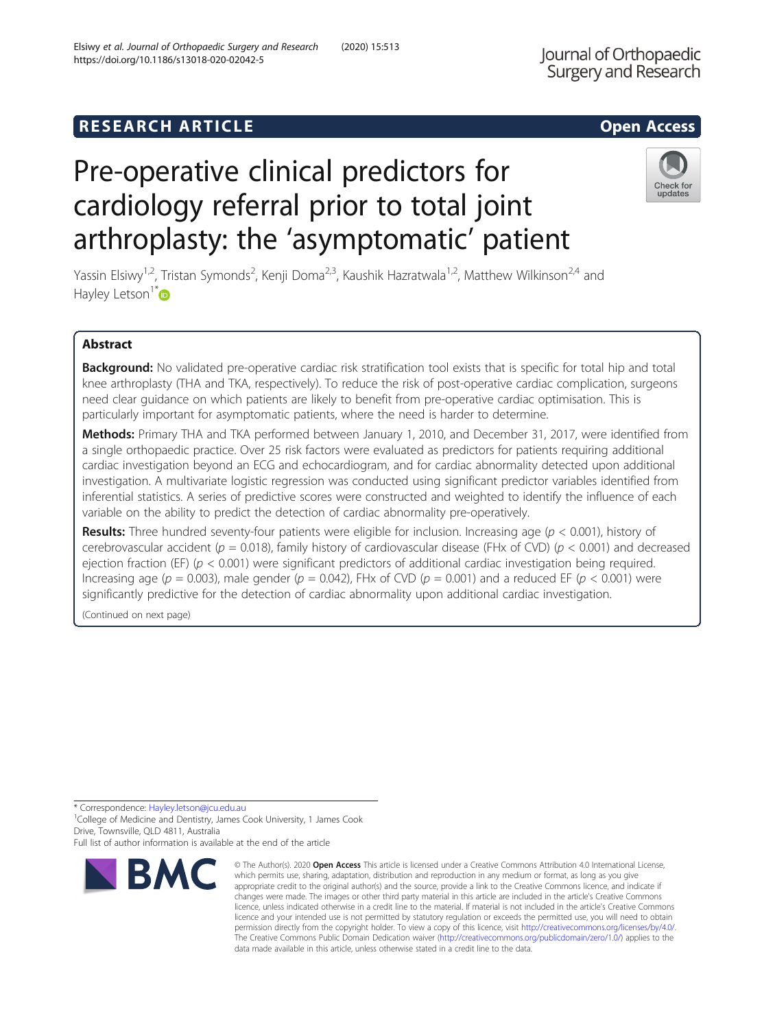RESEARCH ARTICLE

Open Access

# Pre-operative clinical predictors for cardiology referral prior to total joint arthroplasty: the 'asymptomatic' patient

Yassin Elsiwy[1,2], Tristan Symonds[2], Kenji Doma[2,3], Kaushik Hazratwala[1,2], Matthew Wilkinson[2,4] and Hayley Letson[1*]

## Abstract

**Background:** No validated pre-operative cardiac risk stratification tool exists that is specific for total hip and total knee arthroplasty (THA and TKA, respectively). To reduce the risk of post-operative cardiac complication, surgeons need clear guidance on which patients are likely to benefit from pre-operative cardiac optimisation. This is particularly important for asymptomatic patients, where the need is harder to determine.

**Methods:** Primary THA and TKA performed between January 1, 2010, and December 31, 2017, were identified from a single orthopaedic practice. Over 25 risk factors were evaluated as predictors for patients requiring additional cardiac investigation beyond an ECG and echocardiogram, and for cardiac abnormality detected upon additional investigation. A multivariate logistic regression was conducted using significant predictor variables identified from inferential statistics. A series of predictive scores were constructed and weighted to identify the influence of each variable on the ability to predict the detection of cardiac abnormality pre-operatively.

**Results:** Three hundred seventy-four patients were eligible for inclusion. Increasing age ($p < 0.001$), history of cerebrovascular accident ($p = 0.018$), family history of cardiovascular disease (FHx of CVD) ($p < 0.001$) and decreased ejection fraction (EF) ($p < 0.001$) were significant predictors of additional cardiac investigation being required. Increasing age ($p = 0.003$), male gender ($p = 0.042$), FHx of CVD ($p = 0.001$) and a reduced EF ($p < 0.001$) were significantly predictive for the detection of cardiac abnormality upon additional cardiac investigation.

(Continued on next page)

* Correspondence: Hayley.letson@jcu.edu.au
[1]College of Medicine and Dentistry, James Cook University, 1 James Cook Drive, Townsville, QLD 4811, Australia
Full list of author information is available at the end of the article

© The Author(s). 2020 **Open Access** This article is licensed under a Creative Commons Attribution 4.0 International License, which permits use, sharing, adaptation, distribution and reproduction in any medium or format, as long as you give appropriate credit to the original author(s) and the source, provide a link to the Creative Commons licence, and indicate if changes were made. The images or other third party material in this article are included in the article's Creative Commons licence, unless indicated otherwise in a credit line to the material. If material is not included in the article's Creative Commons licence and your intended use is not permitted by statutory regulation or exceeds the permitted use, you will need to obtain permission directly from the copyright holder. To view a copy of this licence, visit http://creativecommons.org/licenses/by/4.0/. The Creative Commons Public Domain Dedication waiver (http://creativecommons.org/publicdomain/zero/1.0/) applies to the data made available in this article, unless otherwise stated in a credit line to the data.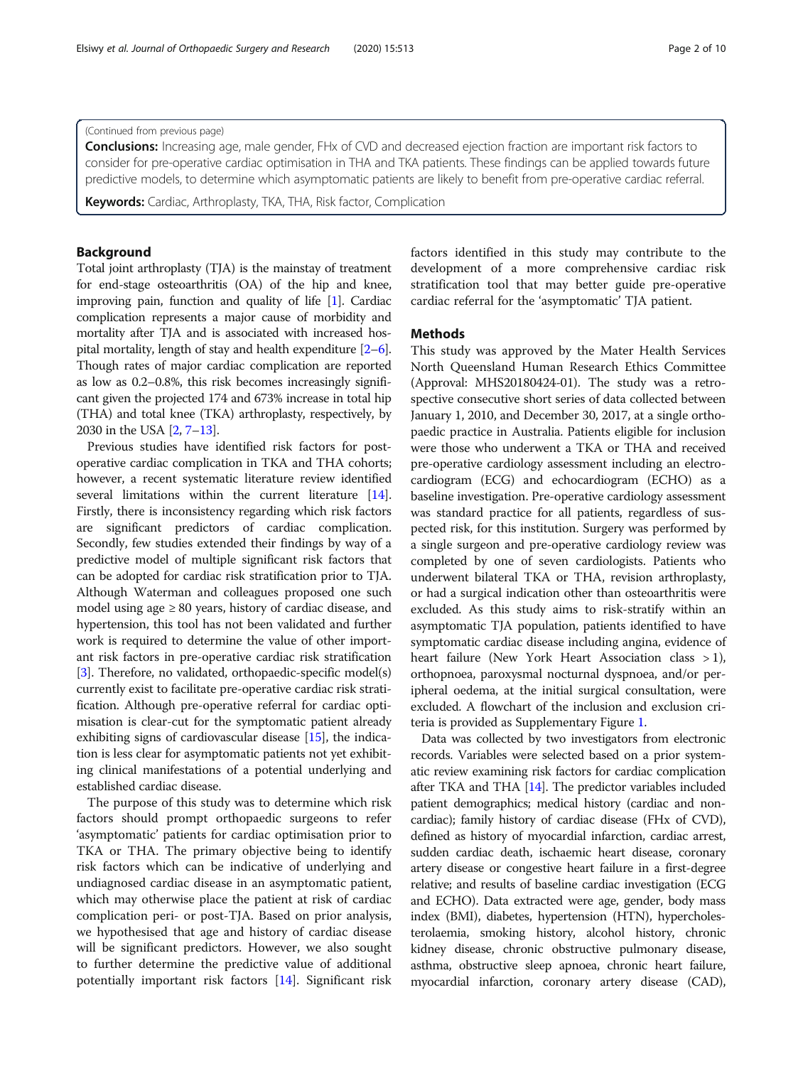(Continued from previous page)

**Conclusions:** Increasing age, male gender, FHx of CVD and decreased ejection fraction are important risk factors to consider for pre-operative cardiac optimisation in THA and TKA patients. These findings can be applied towards future predictive models, to determine which asymptomatic patients are likely to benefit from pre-operative cardiac referral.

**Keywords:** Cardiac, Arthroplasty, TKA, THA, Risk factor, Complication

## Background

Total joint arthroplasty (TJA) is the mainstay of treatment for end-stage osteoarthritis (OA) of the hip and knee, improving pain, function and quality of life [1]. Cardiac complication represents a major cause of morbidity and mortality after TJA and is associated with increased hospital mortality, length of stay and health expenditure [2–6]. Though rates of major cardiac complication are reported as low as 0.2–0.8%, this risk becomes increasingly significant given the projected 174 and 673% increase in total hip (THA) and total knee (TKA) arthroplasty, respectively, by 2030 in the USA [2, 7–13].

Previous studies have identified risk factors for post-operative cardiac complication in TKA and THA cohorts; however, a recent systematic literature review identified several limitations within the current literature [14]. Firstly, there is inconsistency regarding which risk factors are significant predictors of cardiac complication. Secondly, few studies extended their findings by way of a predictive model of multiple significant risk factors that can be adopted for cardiac risk stratification prior to TJA. Although Waterman and colleagues proposed one such model using age ≥ 80 years, history of cardiac disease, and hypertension, this tool has not been validated and further work is required to determine the value of other important risk factors in pre-operative cardiac risk stratification [3]. Therefore, no validated, orthopaedic-specific model(s) currently exist to facilitate pre-operative cardiac risk stratification. Although pre-operative referral for cardiac optimisation is clear-cut for the symptomatic patient already exhibiting signs of cardiovascular disease [15], the indication is less clear for asymptomatic patients not yet exhibiting clinical manifestations of a potential underlying and established cardiac disease.

The purpose of this study was to determine which risk factors should prompt orthopaedic surgeons to refer 'asymptomatic' patients for cardiac optimisation prior to TKA or THA. The primary objective being to identify risk factors which can be indicative of underlying and undiagnosed cardiac disease in an asymptomatic patient, which may otherwise place the patient at risk of cardiac complication peri- or post-TJA. Based on prior analysis, we hypothesised that age and history of cardiac disease will be significant predictors. However, we also sought to further determine the predictive value of additional potentially important risk factors [14]. Significant risk factors identified in this study may contribute to the development of a more comprehensive cardiac risk stratification tool that may better guide pre-operative cardiac referral for the 'asymptomatic' TJA patient.

## Methods

This study was approved by the Mater Health Services North Queensland Human Research Ethics Committee (Approval: MHS20180424-01). The study was a retrospective consecutive short series of data collected between January 1, 2010, and December 30, 2017, at a single orthopaedic practice in Australia. Patients eligible for inclusion were those who underwent a TKA or THA and received pre-operative cardiology assessment including an electrocardiogram (ECG) and echocardiogram (ECHO) as a baseline investigation. Pre-operative cardiology assessment was standard practice for all patients, regardless of suspected risk, for this institution. Surgery was performed by a single surgeon and pre-operative cardiology review was completed by one of seven cardiologists. Patients who underwent bilateral TKA or THA, revision arthroplasty, or had a surgical indication other than osteoarthritis were excluded. As this study aims to risk-stratify within an asymptomatic TJA population, patients identified to have symptomatic cardiac disease including angina, evidence of heart failure (New York Heart Association class > 1), orthopnoea, paroxysmal nocturnal dyspnoea, and/or peripheral oedema, at the initial surgical consultation, were excluded. A flowchart of the inclusion and exclusion criteria is provided as Supplementary Figure 1.

Data was collected by two investigators from electronic records. Variables were selected based on a prior systematic review examining risk factors for cardiac complication after TKA and THA [14]. The predictor variables included patient demographics; medical history (cardiac and non-cardiac); family history of cardiac disease (FHx of CVD), defined as history of myocardial infarction, cardiac arrest, sudden cardiac death, ischaemic heart disease, coronary artery disease or congestive heart failure in a first-degree relative; and results of baseline cardiac investigation (ECG and ECHO). Data extracted were age, gender, body mass index (BMI), diabetes, hypertension (HTN), hypercholesterolaemia, smoking history, alcohol history, chronic kidney disease, chronic obstructive pulmonary disease, asthma, obstructive sleep apnoea, chronic heart failure, myocardial infarction, coronary artery disease (CAD),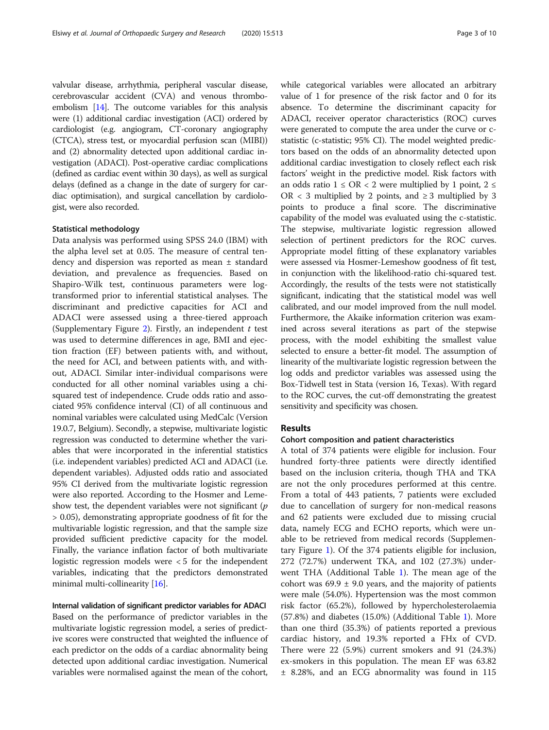valvular disease, arrhythmia, peripheral vascular disease, cerebrovascular accident (CVA) and venous thromboembolism [14]. The outcome variables for this analysis were (1) additional cardiac investigation (ACI) ordered by cardiologist (e.g. angiogram, CT-coronary angiography (CTCA), stress test, or myocardial perfusion scan (MIBI)) and (2) abnormality detected upon additional cardiac investigation (ADACI). Post-operative cardiac complications (defined as cardiac event within 30 days), as well as surgical delays (defined as a change in the date of surgery for cardiac optimisation), and surgical cancellation by cardiologist, were also recorded.

### Statistical methodology

Data analysis was performed using SPSS 24.0 (IBM) with the alpha level set at 0.05. The measure of central tendency and dispersion was reported as mean ± standard deviation, and prevalence as frequencies. Based on Shapiro-Wilk test, continuous parameters were log-transformed prior to inferential statistical analyses. The discriminant and predictive capacities for ACI and ADACI were assessed using a three-tiered approach (Supplementary Figure 2). Firstly, an independent *t* test was used to determine differences in age, BMI and ejection fraction (EF) between patients with, and without, the need for ACI, and between patients with, and without, ADACI. Similar inter-individual comparisons were conducted for all other nominal variables using a chi-squared test of independence. Crude odds ratio and associated 95% confidence interval (CI) of all continuous and nominal variables were calculated using MedCalc (Version 19.0.7, Belgium). Secondly, a stepwise, multivariate logistic regression was conducted to determine whether the variables that were incorporated in the inferential statistics (i.e. independent variables) predicted ACI and ADACI (i.e. dependent variables). Adjusted odds ratio and associated 95% CI derived from the multivariate logistic regression were also reported. According to the Hosmer and Lemeshow test, the dependent variables were not significant ($p > 0.05$), demonstrating appropriate goodness of fit for the multivariable logistic regression, and that the sample size provided sufficient predictive capacity for the model. Finally, the variance inflation factor of both multivariate logistic regression models were $< 5$ for the independent variables, indicating that the predictors demonstrated minimal multi-collinearity [16].

#### Internal validation of significant predictor variables for ADACI

Based on the performance of predictor variables in the multivariate logistic regression model, a series of predictive scores were constructed that weighted the influence of each predictor on the odds of a cardiac abnormality being detected upon additional cardiac investigation. Numerical variables were normalised against the mean of the cohort, while categorical variables were allocated an arbitrary value of 1 for presence of the risk factor and 0 for its absence. To determine the discriminant capacity for ADACI, receiver operator characteristics (ROC) curves were generated to compute the area under the curve or c-statistic (c-statistic; 95% CI). The model weighted predictors based on the odds of an abnormality detected upon additional cardiac investigation to closely reflect each risk factors' weight in the predictive model. Risk factors with an odds ratio $1 \leq OR < 2$ were multiplied by 1 point, $2 \leq OR < 3$ multiplied by 2 points, and $\geq 3$ multiplied by 3 points to produce a final score. The discriminative capability of the model was evaluated using the c-statistic. The stepwise, multivariate logistic regression allowed selection of pertinent predictors for the ROC curves. Appropriate model fitting of these explanatory variables were assessed via Hosmer-Lemeshow goodness of fit test, in conjunction with the likelihood-ratio chi-squared test. Accordingly, the results of the tests were not statistically significant, indicating that the statistical model was well calibrated, and our model improved from the null model. Furthermore, the Akaike information criterion was examined across several iterations as part of the stepwise process, with the model exhibiting the smallest value selected to ensure a better-fit model. The assumption of linearity of the multivariate logistic regression between the log odds and predictor variables was assessed using the Box-Tidwell test in Stata (version 16, Texas). With regard to the ROC curves, the cut-off demonstrating the greatest sensitivity and specificity was chosen.

## Results

### Cohort composition and patient characteristics

A total of 374 patients were eligible for inclusion. Four hundred forty-three patients were directly identified based on the inclusion criteria, though THA and TKA are not the only procedures performed at this centre. From a total of 443 patients, 7 patients were excluded due to cancellation of surgery for non-medical reasons and 62 patients were excluded due to missing crucial data, namely ECG and ECHO reports, which were unable to be retrieved from medical records (Supplementary Figure 1). Of the 374 patients eligible for inclusion, 272 (72.7%) underwent TKA, and 102 (27.3%) underwent THA (Additional Table 1). The mean age of the cohort was 69.9 ± 9.0 years, and the majority of patients were male (54.0%). Hypertension was the most common risk factor (65.2%), followed by hypercholesterolaemia (57.8%) and diabetes (15.0%) (Additional Table 1). More than one third (35.3%) of patients reported a previous cardiac history, and 19.3% reported a FHx of CVD. There were 22 (5.9%) current smokers and 91 (24.3%) ex-smokers in this population. The mean EF was 63.82 ± 8.28%, and an ECG abnormality was found in 115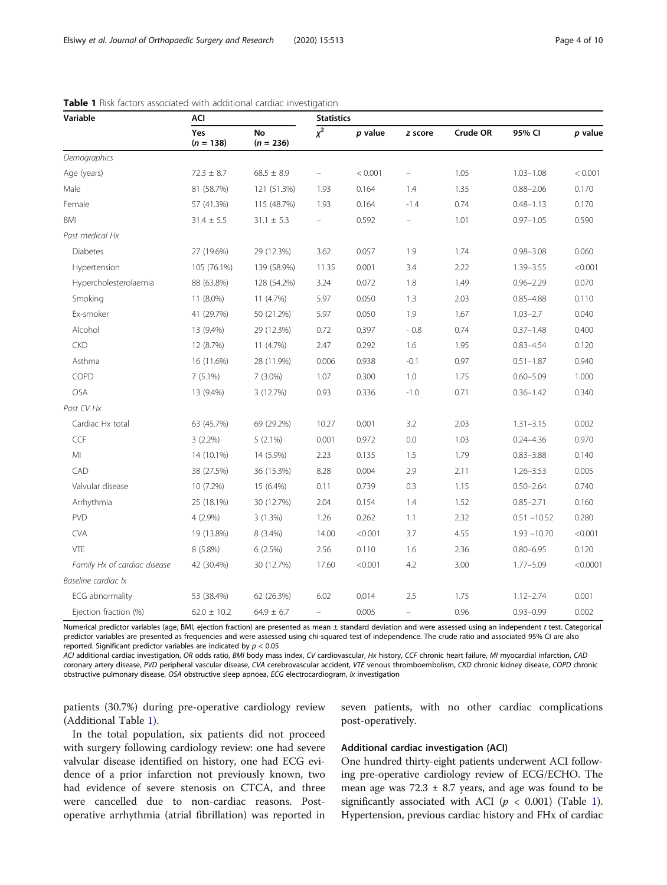**Table 1** Risk factors associated with additional cardiac investigation

| Variable | ACI | | Statistics | | | | | |
|---|---|---|---|---|---|---|---|---|
| | Yes (n = 138) | No (n = 236) | $\chi^2$ | p value | z score | Crude OR | 95% CI | p value |
| *Demographics* | | | | | | | | |
| Age (years) | 72.3 ± 8.7 | 68.5 ± 8.9 | – | < 0.001 | – | 1.05 | 1.03–1.08 | < 0.001 |
| Male | 81 (58.7%) | 121 (51.3%) | 1.93 | 0.164 | 1.4 | 1.35 | 0.88–2.06 | 0.170 |
| Female | 57 (41.3%) | 115 (48.7%) | 1.93 | 0.164 | -1.4 | 0.74 | 0.48–1.13 | 0.170 |
| BMI | 31.4 ± 5.5 | 31.1 ± 5.3 | – | 0.592 | – | 1.01 | 0.97–1.05 | 0.590 |
| *Past medical Hx* | | | | | | | | |
| Diabetes | 27 (19.6%) | 29 (12.3%) | 3.62 | 0.057 | 1.9 | 1.74 | 0.98–3.08 | 0.060 |
| Hypertension | 105 (76.1%) | 139 (58.9%) | 11.35 | 0.001 | 3.4 | 2.22 | 1.39–3.55 | <0.001 |
| Hypercholesterolaemia | 88 (63.8%) | 128 (54.2%) | 3.24 | 0.072 | 1.8 | 1.49 | 0.96–2.29 | 0.070 |
| Smoking | 11 (8.0%) | 11 (4.7%) | 5.97 | 0.050 | 1.3 | 2.03 | 0.85–4.88 | 0.110 |
| Ex-smoker | 41 (29.7%) | 50 (21.2%) | 5.97 | 0.050 | 1.9 | 1.67 | 1.03–2.7 | 0.040 |
| Alcohol | 13 (9.4%) | 29 (12.3%) | 0.72 | 0.397 | - 0.8 | 0.74 | 0.37–1.48 | 0.400 |
| CKD | 12 (8.7%) | 11 (4.7%) | 2.47 | 0.292 | 1.6 | 1.95 | 0.83–4.54 | 0.120 |
| Asthma | 16 (11.6%) | 28 (11.9%) | 0.006 | 0.938 | -0.1 | 0.97 | 0.51–1.87 | 0.940 |
| COPD | 7 (5.1%) | 7 (3.0%) | 1.07 | 0.300 | 1.0 | 1.75 | 0.60–5.09 | 1.000 |
| OSA | 13 (9.4%) | 3 (12.7%) | 0.93 | 0.336 | -1.0 | 0.71 | 0.36–1.42 | 0.340 |
| *Past CV Hx* | | | | | | | | |
| Cardiac Hx total | 63 (45.7%) | 69 (29.2%) | 10.27 | 0.001 | 3.2 | 2.03 | 1.31–3.15 | 0.002 |
| CCF | 3 (2.2%) | 5 (2.1%) | 0.001 | 0.972 | 0.0 | 1.03 | 0.24–4.36 | 0.970 |
| MI | 14 (10.1%) | 14 (5.9%) | 2.23 | 0.135 | 1.5 | 1.79 | 0.83–3.88 | 0.140 |
| CAD | 38 (27.5%) | 36 (15.3%) | 8.28 | 0.004 | 2.9 | 2.11 | 1.26–3.53 | 0.005 |
| Valvular disease | 10 (7.2%) | 15 (6.4%) | 0.11 | 0.739 | 0.3 | 1.15 | 0.50–2.64 | 0.740 |
| Arrhythmia | 25 (18.1%) | 30 (12.7%) | 2.04 | 0.154 | 1.4 | 1.52 | 0.85–2.71 | 0.160 |
| PVD | 4 (2.9%) | 3 (1.3%) | 1.26 | 0.262 | 1.1 | 2.32 | 0.51 –10.52 | 0.280 |
| CVA | 19 (13.8%) | 8 (3.4%) | 14.00 | <0.001 | 3.7 | 4.55 | 1.93 –10.70 | <0.001 |
| VTE | 8 (5.8%) | 6 (2.5%) | 2.56 | 0.110 | 1.6 | 2.36 | 0.80–6.95 | 0.120 |
| Family Hx of cardiac disease | 42 (30.4%) | 30 (12.7%) | 17.60 | <0.001 | 4.2 | 3.00 | 1.77–5.09 | <0.0001 |
| *Baseline cardiac Ix* | | | | | | | | |
| ECG abnormality | 53 (38.4%) | 62 (26.3%) | 6.02 | 0.014 | 2.5 | 1.75 | 1.12–2.74 | 0.001 |
| Ejection fraction (%) | 62.0 ± 10.2 | 64.9 ± 6.7 | – | 0.005 | – | 0.96 | 0.93–0.99 | 0.002 |

Numerical predictor variables (age, BMI, ejection fraction) are presented as mean ± standard deviation and were assessed using an independent *t* test. Categorical predictor variables are presented as frequencies and were assessed using chi-squared test of independence. The crude ratio and associated 95% CI are also reported. Significant predictor variables are indicated by $p < 0.05$

*ACI* additional cardiac investigation, *OR* odds ratio, *BMI* body mass index, *CV* cardiovascular, *Hx* history, *CCF* chronic heart failure, *MI* myocardial infarction, *CAD* coronary artery disease, *PVD* peripheral vascular disease, *CVA* cerebrovascular accident, *VTE* venous thromboembolism, *CKD* chronic kidney disease, *COPD* chronic obstructive pulmonary disease, *OSA* obstructive sleep apnoea, *ECG* electrocardiogram, *Ix* investigation

patients (30.7%) during pre-operative cardiology review (Additional Table 1).

In the total population, six patients did not proceed with surgery following cardiology review: one had severe valvular disease identified on history, one had ECG evidence of a prior infarction not previously known, two had evidence of severe stenosis on CTCA, and three were cancelled due to non-cardiac reasons. Post-operative arrhythmia (atrial fibrillation) was reported in seven patients, with no other cardiac complications post-operatively.

### Additional cardiac investigation (ACI)

One hundred thirty-eight patients underwent ACI following pre-operative cardiology review of ECG/ECHO. The mean age was 72.3 ± 8.7 years, and age was found to be significantly associated with ACI ($p < 0.001$) (Table 1). Hypertension, previous cardiac history and FHx of cardiac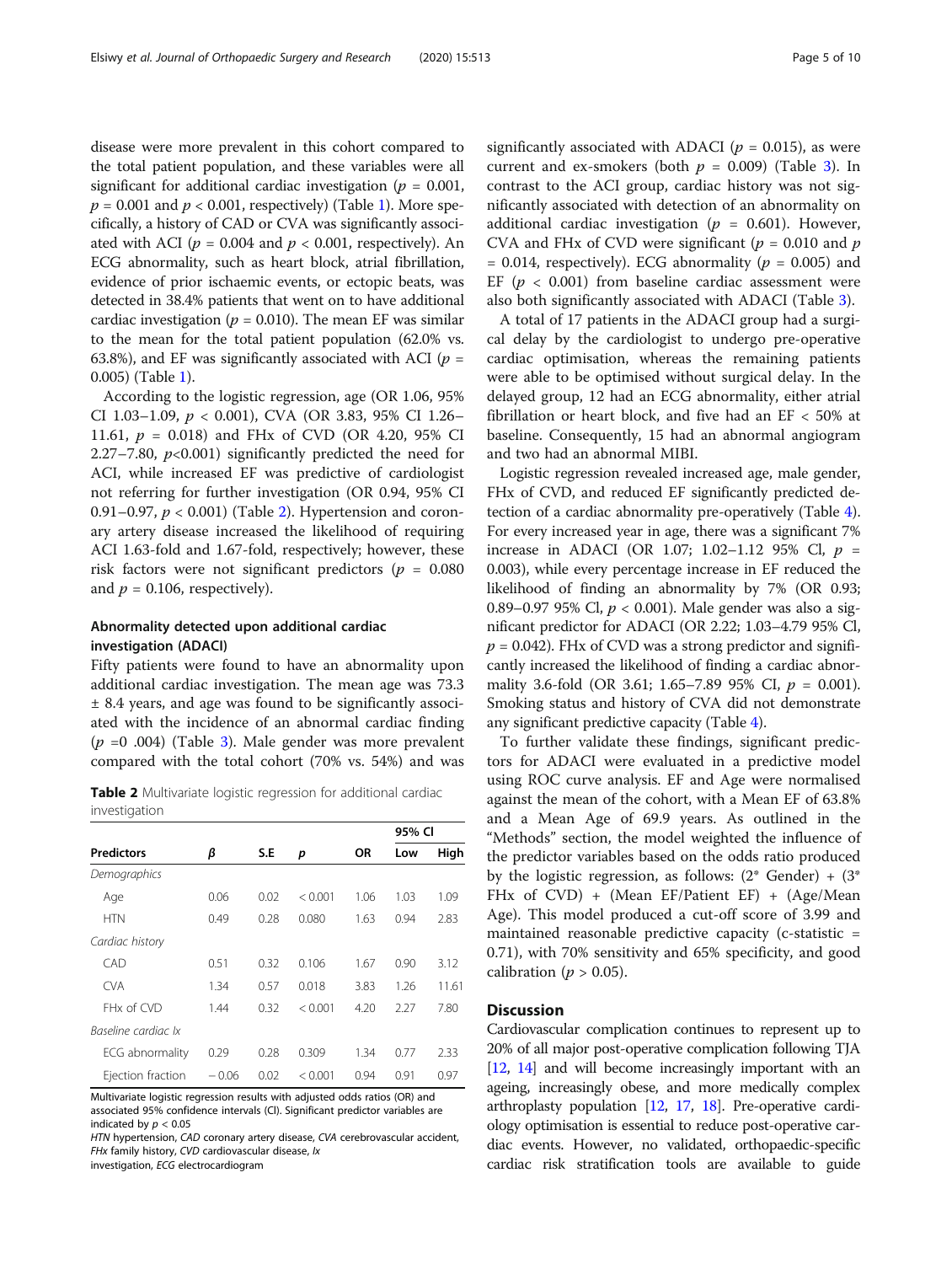disease were more prevalent in this cohort compared to the total patient population, and these variables were all significant for additional cardiac investigation ($p = 0.001$, $p = 0.001$ and $p < 0.001$, respectively) (Table 1). More specifically, a history of CAD or CVA was significantly associated with ACI ($p = 0.004$ and $p < 0.001$, respectively). An ECG abnormality, such as heart block, atrial fibrillation, evidence of prior ischaemic events, or ectopic beats, was detected in 38.4% patients that went on to have additional cardiac investigation ($p = 0.010$). The mean EF was similar to the mean for the total patient population (62.0% vs. 63.8%), and EF was significantly associated with ACI ($p = 0.005$) (Table 1).

According to the logistic regression, age (OR 1.06, 95% CI 1.03–1.09, $p < 0.001$), CVA (OR 3.83, 95% CI 1.26–11.61, $p = 0.018$) and FHx of CVD (OR 4.20, 95% CI 2.27–7.80, $p<0.001$) significantly predicted the need for ACI, while increased EF was predictive of cardiologist not referring for further investigation (OR 0.94, 95% CI 0.91–0.97, $p < 0.001$) (Table 2). Hypertension and coronary artery disease increased the likelihood of requiring ACI 1.63-fold and 1.67-fold, respectively; however, these risk factors were not significant predictors ($p = 0.080$ and $p = 0.106$, respectively).

### Abnormality detected upon additional cardiac investigation (ADACI)

Fifty patients were found to have an abnormality upon additional cardiac investigation. The mean age was 73.3 ± 8.4 years, and age was found to be significantly associated with the incidence of an abnormal cardiac finding ($p$ =0 .004) (Table 3). Male gender was more prevalent compared with the total cohort (70% vs. 54%) and was significantly associated with ADACI ($p = 0.015$), as were current and ex-smokers (both $p = 0.009$) (Table 3). In contrast to the ACI group, cardiac history was not significantly associated with detection of an abnormality on additional cardiac investigation ($p = 0.601$). However, CVA and FHx of CVD were significant ($p = 0.010$ and $p = 0.014$, respectively). ECG abnormality ($p = 0.005$) and EF ($p < 0.001$) from baseline cardiac assessment were also both significantly associated with ADACI (Table 3).

A total of 17 patients in the ADACI group had a surgical delay by the cardiologist to undergo pre-operative cardiac optimisation, whereas the remaining patients were able to be optimised without surgical delay. In the delayed group, 12 had an ECG abnormality, either atrial fibrillation or heart block, and five had an EF < 50% at baseline. Consequently, 15 had an abnormal angiogram and two had an abnormal MIBI.

Logistic regression revealed increased age, male gender, FHx of CVD, and reduced EF significantly predicted detection of a cardiac abnormality pre-operatively (Table 4). For every increased year in age, there was a significant 7% increase in ADACI (OR 1.07; 1.02–1.12 95% Cl, $p = 0.003$), while every percentage increase in EF reduced the likelihood of finding an abnormality by 7% (OR 0.93; 0.89–0.97 95% Cl, $p < 0.001$). Male gender was also a significant predictor for ADACI (OR 2.22; 1.03–4.79 95% Cl, $p = 0.042$). FHx of CVD was a strong predictor and significantly increased the likelihood of finding a cardiac abnormality 3.6-fold (OR 3.61; 1.65–7.89 95% CI, $p = 0.001$). Smoking status and history of CVA did not demonstrate any significant predictive capacity (Table 4).

To further validate these findings, significant predictors for ADACI were evaluated in a predictive model using ROC curve analysis. EF and Age were normalised against the mean of the cohort, with a Mean EF of 63.8% and a Mean Age of 69.9 years. As outlined in the "Methods" section, the model weighted the influence of the predictor variables based on the odds ratio produced by the logistic regression, as follows: (2* Gender) + (3* FHx of CVD) + (Mean EF/Patient EF) + (Age/Mean Age). This model produced a cut-off score of 3.99 and maintained reasonable predictive capacity (c-statistic = 0.71), with 70% sensitivity and 65% specificity, and good calibration ($p > 0.05$).

**Table 2** Multivariate logistic regression for additional cardiac investigation

| | | | | | 95% CI | |
|---|---|---|---|---|---|---|
| **Predictors** | $\beta$ | S.E | $p$ | OR | Low | High |
| *Demographics* | | | | | | |
| Age | 0.06 | 0.02 | < 0.001 | 1.06 | 1.03 | 1.09 |
| HTN | 0.49 | 0.28 | 0.080 | 1.63 | 0.94 | 2.83 |
| *Cardiac history* | | | | | | |
| CAD | 0.51 | 0.32 | 0.106 | 1.67 | 0.90 | 3.12 |
| CVA | 1.34 | 0.57 | 0.018 | 3.83 | 1.26 | 11.61 |
| FHx of CVD | 1.44 | 0.32 | < 0.001 | 4.20 | 2.27 | 7.80 |
| *Baseline cardiac Ix* | | | | | | |
| ECG abnormality | 0.29 | 0.28 | 0.309 | 1.34 | 0.77 | 2.33 |
| Ejection fraction | − 0.06 | 0.02 | < 0.001 | 0.94 | 0.91 | 0.97 |

Multivariate logistic regression results with adjusted odds ratios (OR) and associated 95% confidence intervals (CI). Significant predictor variables are indicated by $p < 0.05$

HTN hypertension, CAD coronary artery disease, CVA cerebrovascular accident, FHx family history, CVD cardiovascular disease, Ix investigation, ECG electrocardiogram

## Discussion

Cardiovascular complication continues to represent up to 20% of all major post-operative complication following TJA [12, 14] and will become increasingly important with an ageing, increasingly obese, and more medically complex arthroplasty population [12, 17, 18]. Pre-operative cardiology optimisation is essential to reduce post-operative cardiac events. However, no validated, orthopaedic-specific cardiac risk stratification tools are available to guide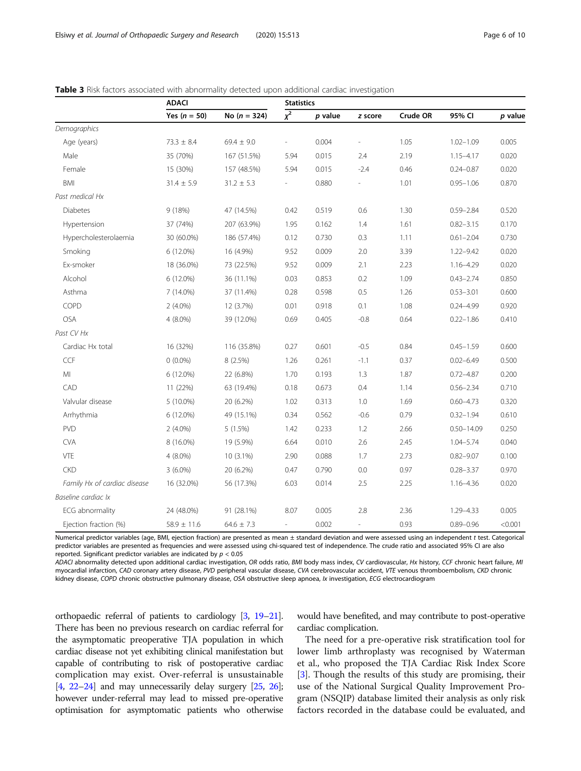**Table 3** Risk factors associated with abnormality detected upon additional cardiac investigation

| | ADACI | | Statistics | | | | | |
|---|---|---|---|---|---|---|---|---|
| | Yes ($n$ = 50) | No ($n$ = 324) | $\chi^2$ | *p* value | *z* score | Crude OR | 95% CI | *p* value |
| *Demographics* | | | | | | | | |
| Age (years) | 73.3 ± 8.4 | 69.4 ± 9.0 | - | 0.004 | - | 1.05 | 1.02–1.09 | 0.005 |
| Male | 35 (70%) | 167 (51.5%) | 5.94 | 0.015 | 2.4 | 2.19 | 1.15–4.17 | 0.020 |
| Female | 15 (30%) | 157 (48.5%) | 5.94 | 0.015 | -2.4 | 0.46 | 0.24–0.87 | 0.020 |
| BMI | 31.4 ± 5.9 | 31.2 ± 5.3 | - | 0.880 | - | 1.01 | 0.95–1.06 | 0.870 |
| *Past medical Hx* | | | | | | | | |
| Diabetes | 9 (18%) | 47 (14.5%) | 0.42 | 0.519 | 0.6 | 1.30 | 0.59–2.84 | 0.520 |
| Hypertension | 37 (74%) | 207 (63.9%) | 1.95 | 0.162 | 1.4 | 1.61 | 0.82–3.15 | 0.170 |
| Hypercholesterolaemia | 30 (60.0%) | 186 (57.4%) | 0.12 | 0.730 | 0.3 | 1.11 | 0.61–2.04 | 0.730 |
| Smoking | 6 (12.0%) | 16 (4.9%) | 9.52 | 0.009 | 2.0 | 3.39 | 1.22–9.42 | 0.020 |
| Ex-smoker | 18 (36.0%) | 73 (22.5%) | 9.52 | 0.009 | 2.1 | 2.23 | 1.16–4.29 | 0.020 |
| Alcohol | 6 (12.0%) | 36 (11.1%) | 0.03 | 0.853 | 0.2 | 1.09 | 0.43–2.74 | 0.850 |
| Asthma | 7 (14.0%) | 37 (11.4%) | 0.28 | 0.598 | 0.5 | 1.26 | 0.53–3.01 | 0.600 |
| COPD | 2 (4.0%) | 12 (3.7%) | 0.01 | 0.918 | 0.1 | 1.08 | 0.24–4.99 | 0.920 |
| OSA | 4 (8.0%) | 39 (12.0%) | 0.69 | 0.405 | -0.8 | 0.64 | 0.22–1.86 | 0.410 |
| *Past CV Hx* | | | | | | | | |
| Cardiac Hx total | 16 (32%) | 116 (35.8%) | 0.27 | 0.601 | -0.5 | 0.84 | 0.45–1.59 | 0.600 |
| CCF | 0 (0.0%) | 8 (2.5%) | 1.26 | 0.261 | -1.1 | 0.37 | 0.02–6.49 | 0.500 |
| MI | 6 (12.0%) | 22 (6.8%) | 1.70 | 0.193 | 1.3 | 1.87 | 0.72–4.87 | 0.200 |
| CAD | 11 (22%) | 63 (19.4%) | 0.18 | 0.673 | 0.4 | 1.14 | 0.56–2.34 | 0.710 |
| Valvular disease | 5 (10.0%) | 20 (6.2%) | 1.02 | 0.313 | 1.0 | 1.69 | 0.60–4.73 | 0.320 |
| Arrhythmia | 6 (12.0%) | 49 (15.1%) | 0.34 | 0.562 | -0.6 | 0.79 | 0.32–1.94 | 0.610 |
| PVD | 2 (4.0%) | 5 (1.5%) | 1.42 | 0.233 | 1.2 | 2.66 | 0.50–14.09 | 0.250 |
| CVA | 8 (16.0%) | 19 (5.9%) | 6.64 | 0.010 | 2.6 | 2.45 | 1.04–5.74 | 0.040 |
| VTE | 4 (8.0%) | 10 (3.1%) | 2.90 | 0.088 | 1.7 | 2.73 | 0.82–9.07 | 0.100 |
| CKD | 3 (6.0%) | 20 (6.2%) | 0.47 | 0.790 | 0.0 | 0.97 | 0.28–3.37 | 0.970 |
| *Family Hx of cardiac disease* | 16 (32.0%) | 56 (17.3%) | 6.03 | 0.014 | 2.5 | 2.25 | 1.16–4.36 | 0.020 |
| *Baseline cardiac Ix* | | | | | | | | |
| ECG abnormality | 24 (48.0%) | 91 (28.1%) | 8.07 | 0.005 | 2.8 | 2.36 | 1.29–4.33 | 0.005 |
| Ejection fraction (%) | 58.9 ± 11.6 | 64.6 ± 7.3 | - | 0.002 | - | 0.93 | 0.89–0.96 | <0.001 |

Numerical predictor variables (age, BMI, ejection fraction) are presented as mean ± standard deviation and were assessed using an independent *t* test. Categorical predictor variables are presented as frequencies and were assessed using chi-squared test of independence. The crude ratio and associated 95% CI are also reported. Significant predictor variables are indicated by $p < 0.05$

*ADACI* abnormality detected upon additional cardiac investigation, *OR* odds ratio, *BMI* body mass index, *CV* cardiovascular, *Hx* history, *CCF* chronic heart failure, *MI* myocardial infarction, *CAD* coronary artery disease, *PVD* peripheral vascular disease, *CVA* cerebrovascular accident, *VTE* venous thromboembolism, *CKD* chronic kidney disease, *COPD* chronic obstructive pulmonary disease, *OSA* obstructive sleep apnoea, *Ix* investigation, *ECG* electrocardiogram

orthopaedic referral of patients to cardiology [3, 19–21]. There has been no previous research on cardiac referral for the asymptomatic preoperative TJA population in which cardiac disease not yet exhibiting clinical manifestation but capable of contributing to risk of postoperative cardiac complication may exist. Over-referral is unsustainable [4, 22–24] and may unnecessarily delay surgery [25, 26]; however under-referral may lead to missed pre-operative optimisation for asymptomatic patients who otherwise would have benefited, and may contribute to post-operative cardiac complication.

The need for a pre-operative risk stratification tool for lower limb arthroplasty was recognised by Waterman et al., who proposed the TJA Cardiac Risk Index Score [3]. Though the results of this study are promising, their use of the National Surgical Quality Improvement Program (NSQIP) database limited their analysis as only risk factors recorded in the database could be evaluated, and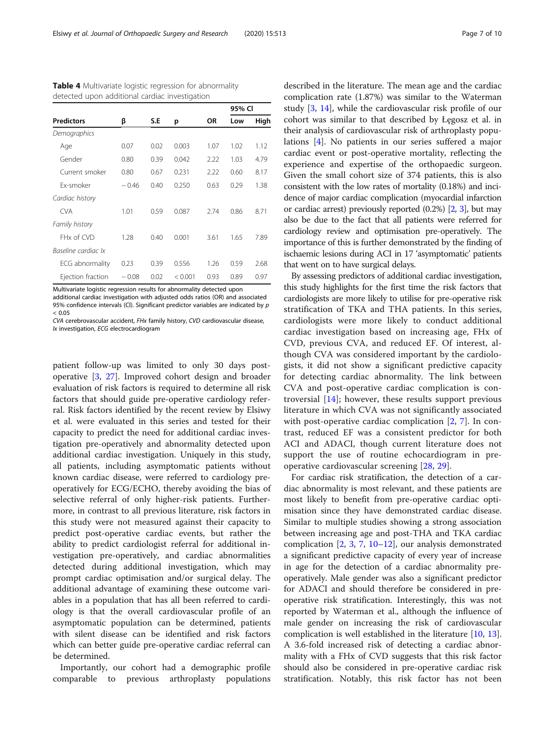**Table 4** Multivariate logistic regression for abnormality detected upon additional cardiac investigation

| Predictors | β | S.E | p | OR | 95% CI | |
|---|---|---|---|---|---|---|
| | | | | | Low | High |
| *Demographics* | | | | | | |
| Age | 0.07 | 0.02 | 0.003 | 1.07 | 1.02 | 1.12 |
| Gender | 0.80 | 0.39 | 0.042 | 2.22 | 1.03 | 4.79 |
| Current smoker | 0.80 | 0.67 | 0.231 | 2.22 | 0.60 | 8.17 |
| Ex-smoker | − 0.46 | 0.40 | 0.250 | 0.63 | 0.29 | 1.38 |
| *Cardiac history* | | | | | | |
| CVA | 1.01 | 0.59 | 0.087 | 2.74 | 0.86 | 8.71 |
| *Family history* | | | | | | |
| FHx of CVD | 1.28 | 0.40 | 0.001 | 3.61 | 1.65 | 7.89 |
| *Baseline cardiac Ix* | | | | | | |
| ECG abnormality | 0.23 | 0.39 | 0.556 | 1.26 | 0.59 | 2.68 |
| Ejection fraction | − 0.08 | 0.02 | < 0.001 | 0.93 | 0.89 | 0.97 |

Multivariate logistic regression results for abnormality detected upon additional cardiac investigation with adjusted odds ratios (OR) and associated 95% confidence intervals (CI). Significant predictor variables are indicated by $p < 0.05$

*CVA* cerebrovascular accident, *FHx* family history, *CVD* cardiovascular disease, *Ix* investigation, *ECG* electrocardiogram

patient follow-up was limited to only 30 days post-operative [3, 27]. Improved cohort design and broader evaluation of risk factors is required to determine all risk factors that should guide pre-operative cardiology referral. Risk factors identified by the recent review by Elsiwy et al. were evaluated in this series and tested for their capacity to predict the need for additional cardiac investigation pre-operatively and abnormality detected upon additional cardiac investigation. Uniquely in this study, all patients, including asymptomatic patients without known cardiac disease, were referred to cardiology pre-operatively for ECG/ECHO, thereby avoiding the bias of selective referral of only higher-risk patients. Furthermore, in contrast to all previous literature, risk factors in this study were not measured against their capacity to predict post-operative cardiac events, but rather the ability to predict cardiologist referral for additional investigation pre-operatively, and cardiac abnormalities detected during additional investigation, which may prompt cardiac optimisation and/or surgical delay. The additional advantage of examining these outcome variables in a population that has all been referred to cardiology is that the overall cardiovascular profile of an asymptomatic population can be determined, patients with silent disease can be identified and risk factors which can better guide pre-operative cardiac referral can be determined.

Importantly, our cohort had a demographic profile comparable to previous arthroplasty populations described in the literature. The mean age and the cardiac complication rate (1.87%) was similar to the Waterman study [3, 14], while the cardiovascular risk profile of our cohort was similar to that described by Łęgosz et al. in their analysis of cardiovascular risk of arthroplasty populations [4]. No patients in our series suffered a major cardiac event or post-operative mortality, reflecting the experience and expertise of the orthopaedic surgeon. Given the small cohort size of 374 patients, this is also consistent with the low rates of mortality (0.18%) and incidence of major cardiac complication (myocardial infarction or cardiac arrest) previously reported (0.2%) [2, 3], but may also be due to the fact that all patients were referred for cardiology review and optimisation pre-operatively. The importance of this is further demonstrated by the finding of ischaemic lesions during ACI in 17 'asymptomatic' patients that went on to have surgical delays.

By assessing predictors of additional cardiac investigation, this study highlights for the first time the risk factors that cardiologists are more likely to utilise for pre-operative risk stratification of TKA and THA patients. In this series, cardiologists were more likely to conduct additional cardiac investigation based on increasing age, FHx of CVD, previous CVA, and reduced EF. Of interest, although CVA was considered important by the cardiologists, it did not show a significant predictive capacity for detecting cardiac abnormality. The link between CVA and post-operative cardiac complication is controversial [14]; however, these results support previous literature in which CVA was not significantly associated with post-operative cardiac complication [2, 7]. In contrast, reduced EF was a consistent predictor for both ACI and ADACI, though current literature does not support the use of routine echocardiogram in pre-operative cardiovascular screening [28, 29].

For cardiac risk stratification, the detection of a cardiac abnormality is most relevant, and these patients are most likely to benefit from pre-operative cardiac optimisation since they have demonstrated cardiac disease. Similar to multiple studies showing a strong association between increasing age and post-THA and TKA cardiac complication [2, 3, 7, 10–12], our analysis demonstrated a significant predictive capacity of every year of increase in age for the detection of a cardiac abnormality pre-operatively. Male gender was also a significant predictor for ADACI and should therefore be considered in pre-operative risk stratification. Interestingly, this was not reported by Waterman et al., although the influence of male gender on increasing the risk of cardiovascular complication is well established in the literature [10, 13]. A 3.6-fold increased risk of detecting a cardiac abnormality with a FHx of CVD suggests that this risk factor should also be considered in pre-operative cardiac risk stratification. Notably, this risk factor has not been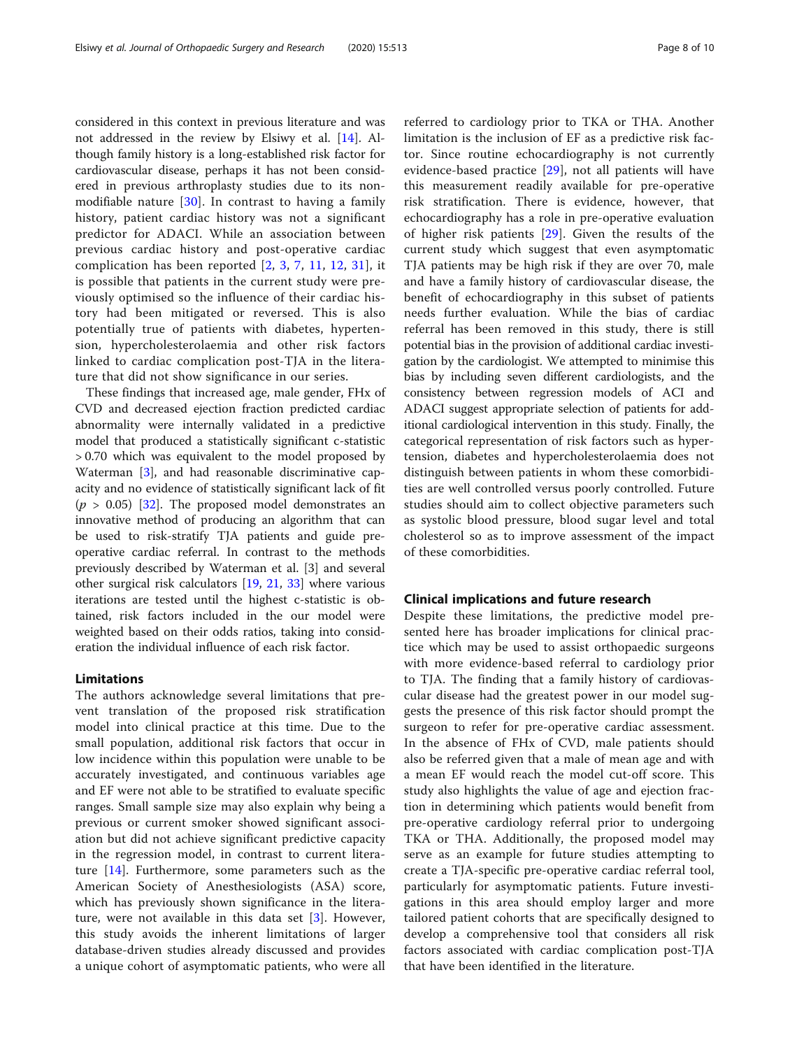considered in this context in previous literature and was not addressed in the review by Elsiwy et al. [14]. Although family history is a long-established risk factor for cardiovascular disease, perhaps it has not been considered in previous arthroplasty studies due to its non-modifiable nature [30]. In contrast to having a family history, patient cardiac history was not a significant predictor for ADACI. While an association between previous cardiac history and post-operative cardiac complication has been reported [2, 3, 7, 11, 12, 31], it is possible that patients in the current study were previously optimised so the influence of their cardiac history had been mitigated or reversed. This is also potentially true of patients with diabetes, hypertension, hypercholesterolaemia and other risk factors linked to cardiac complication post-TJA in the literature that did not show significance in our series.

These findings that increased age, male gender, FHx of CVD and decreased ejection fraction predicted cardiac abnormality were internally validated in a predictive model that produced a statistically significant c-statistic > 0.70 which was equivalent to the model proposed by Waterman [3], and had reasonable discriminative capacity and no evidence of statistically significant lack of fit ($p > 0.05$) [32]. The proposed model demonstrates an innovative method of producing an algorithm that can be used to risk-stratify TJA patients and guide pre-operative cardiac referral. In contrast to the methods previously described by Waterman et al. [3] and several other surgical risk calculators [19, 21, 33] where various iterations are tested until the highest c-statistic is obtained, risk factors included in the our model were weighted based on their odds ratios, taking into consideration the individual influence of each risk factor.

## Limitations

The authors acknowledge several limitations that prevent translation of the proposed risk stratification model into clinical practice at this time. Due to the small population, additional risk factors that occur in low incidence within this population were unable to be accurately investigated, and continuous variables age and EF were not able to be stratified to evaluate specific ranges. Small sample size may also explain why being a previous or current smoker showed significant association but did not achieve significant predictive capacity in the regression model, in contrast to current literature [14]. Furthermore, some parameters such as the American Society of Anesthesiologists (ASA) score, which has previously shown significance in the literature, were not available in this data set [3]. However, this study avoids the inherent limitations of larger database-driven studies already discussed and provides a unique cohort of asymptomatic patients, who were all referred to cardiology prior to TKA or THA. Another limitation is the inclusion of EF as a predictive risk factor. Since routine echocardiography is not currently evidence-based practice [29], not all patients will have this measurement readily available for pre-operative risk stratification. There is evidence, however, that echocardiography has a role in pre-operative evaluation of higher risk patients [29]. Given the results of the current study which suggest that even asymptomatic TJA patients may be high risk if they are over 70, male and have a family history of cardiovascular disease, the benefit of echocardiography in this subset of patients needs further evaluation. While the bias of cardiac referral has been removed in this study, there is still potential bias in the provision of additional cardiac investigation by the cardiologist. We attempted to minimise this bias by including seven different cardiologists, and the consistency between regression models of ACI and ADACI suggest appropriate selection of patients for additional cardiological intervention in this study. Finally, the categorical representation of risk factors such as hypertension, diabetes and hypercholesterolaemia does not distinguish between patients in whom these comorbidities are well controlled versus poorly controlled. Future studies should aim to collect objective parameters such as systolic blood pressure, blood sugar level and total cholesterol so as to improve assessment of the impact of these comorbidities.

## Clinical implications and future research

Despite these limitations, the predictive model presented here has broader implications for clinical practice which may be used to assist orthopaedic surgeons with more evidence-based referral to cardiology prior to TJA. The finding that a family history of cardiovascular disease had the greatest power in our model suggests the presence of this risk factor should prompt the surgeon to refer for pre-operative cardiac assessment. In the absence of FHx of CVD, male patients should also be referred given that a male of mean age and with a mean EF would reach the model cut-off score. This study also highlights the value of age and ejection fraction in determining which patients would benefit from pre-operative cardiology referral prior to undergoing TKA or THA. Additionally, the proposed model may serve as an example for future studies attempting to create a TJA-specific pre-operative cardiac referral tool, particularly for asymptomatic patients. Future investigations in this area should employ larger and more tailored patient cohorts that are specifically designed to develop a comprehensive tool that considers all risk factors associated with cardiac complication post-TJA that have been identified in the literature.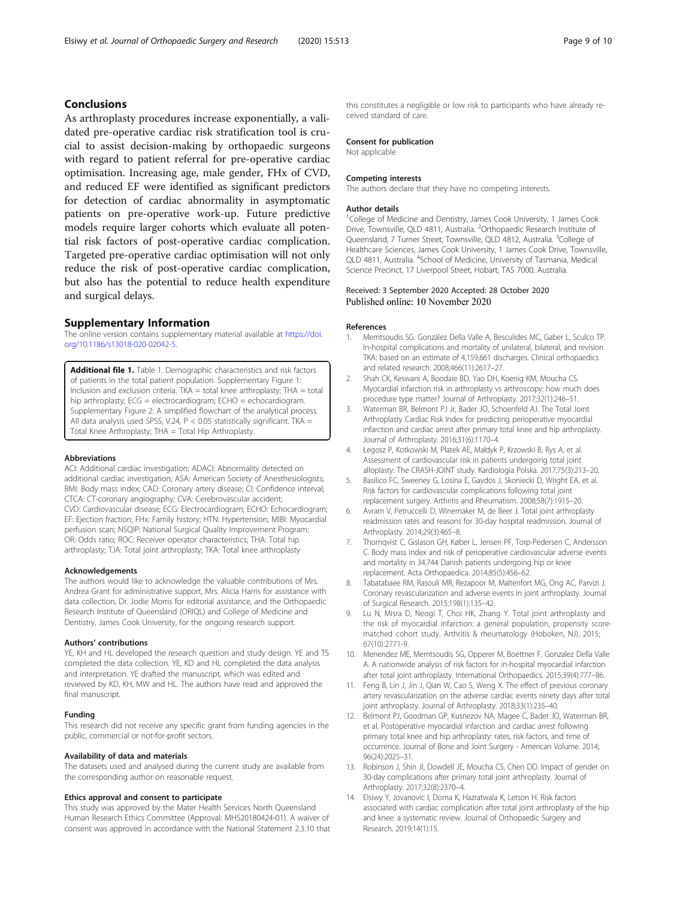## Conclusions

As arthroplasty procedures increase exponentially, a validated pre-operative cardiac risk stratification tool is crucial to assist decision-making by orthopaedic surgeons with regard to patient referral for pre-operative cardiac optimisation. Increasing age, male gender, FHx of CVD, and reduced EF were identified as significant predictors for detection of cardiac abnormality in asymptomatic patients on pre-operative work-up. Future predictive models require larger cohorts which evaluate all potential risk factors of post-operative cardiac complication. Targeted pre-operative cardiac optimisation will not only reduce the risk of post-operative cardiac complication, but also has the potential to reduce health expenditure and surgical delays.

## Supplementary Information

The online version contains supplementary material available at https://doi.org/10.1186/s13018-020-02042-5.

**Additional file 1.** Table 1. Demographic characteristics and risk factors of patients in the total patient population. Supplementary Figure 1: Inclusion and exclusion criteria. TKA = total knee arthroplasty; THA = total hip arthroplasty; ECG = electrocardiogram; ECHO = echocardiogram. Supplementary Figure 2: A simplified flowchart of the analytical process. All data analysis used SPSS, V.24, $P < 0.05$ statistically significant. TKA = Total Knee Arthroplasty; THA = Total Hip Arthroplasty.

### Abbreviations

ACI: Additional cardiac investigation; ADACI: Abnormality detected on additional cardiac investigation; ASA: American Society of Anesthesiologists; BMI: Body mass index; CAD: Coronary artery disease; CI: Confidence interval; CTCA: CT-coronary angiography; CVA: Cerebrovascular accident; CVD: Cardiovascular disease; ECG: Electrocardiogram; ECHO: Echocardiogram; EF: Ejection fraction; FHx: Family history; HTN: Hypertension; MIBI: Myocardial perfusion scan; NSQIP: National Surgical Quality Improvement Program; OR: Odds ratio; ROC: Receiver operator characteristics; THA: Total hip arthroplasty; TJA: Total joint arthroplasty; TKA: Total knee arthroplasty

### Acknowledgements

The authors would like to acknowledge the valuable contributions of Mrs. Andrea Grant for administrative support, Mrs. Alicia Harris for assistance with data collection, Dr. Jodie Morris for editorial assistance, and the Orthopaedic Research Institute of Queensland (ORIQL) and College of Medicine and Dentistry, James Cook University, for the ongoing research support.

### Authors' contributions

YE, KH and HL developed the research question and study design. YE and TS completed the data collection. YE, KD and HL completed the data analysis and interpretation. YE drafted the manuscript, which was edited and reviewed by KD, KH, MW and HL. The authors have read and approved the final manuscript.

### Funding

This research did not receive any specific grant from funding agencies in the public, commercial or not-for-profit sectors.

### Availability of data and materials

The datasets used and analysed during the current study are available from the corresponding author on reasonable request.

### Ethics approval and consent to participate

This study was approved by the Mater Health Services North Queensland Human Research Ethics Committee (Approval: MHS20180424-01). A waiver of consent was approved in accordance with the National Statement 2.3.10 that this constitutes a negligible or low risk to participants who have already received standard of care.

### Consent for publication

Not applicable

### Competing interests

The authors declare that they have no competing interests.

### Author details

[1]College of Medicine and Dentistry, James Cook University, 1 James Cook Drive, Townsville, QLD 4811, Australia. [2]Orthopaedic Research Institute of Queensland, 7 Turner Street, Townsville, QLD 4812, Australia. [3]College of Healthcare Sciences, James Cook University, 1 James Cook Drive, Townsville, QLD 4811, Australia. [4]School of Medicine, University of Tasmania, Medical Science Precinct, 17 Liverpool Street, Hobart, TAS 7000, Australia.

Received: 3 September 2020 Accepted: 28 October 2020
Published online: 10 November 2020

### References

1. Memtsoudis SG. González Della Valle A, Besculides MC, Gaber L, Sculco TP. In-hospital complications and mortality of unilateral, bilateral, and revision TKA: based on an estimate of 4,159,661 discharges. Clinical orthopaedics and related research. 2008;466(11):2617–27.
2. Shah CK, Keswani A, Boodaie BD, Yao DH, Koenig KM, Moucha CS. Myocardial infarction risk in arthroplasty vs arthroscopy: how much does procedure type matter? Journal of Arthroplasty. 2017;32(1):246–51.
3. Waterman BR, Belmont PJ Jr, Bader JO, Schoenfeld AJ. The Total Joint Arthroplasty Cardiac Risk Index for predicting perioperative myocardial infarction and cardiac arrest after primary total knee and hip arthroplasty. Journal of Arthroplasty. 2016;31(6):1170–4.
4. Łegosz P, Kotkowski M, Płatek AE, Małdyk P, Krzowski B, Rys A, et al. Assessment of cardiovascular risk in patients undergoing total joint alloplasty: The CRASH-JOINT study. Kardiologia Polska. 2017;75(3):213–20.
5. Basilico FC, Sweeney G, Losina E, Gaydos J, Skoniecki D, Wright EA, et al. Risk factors for cardiovascular complications following total joint replacement surgery. Arthritis and Rheumatism. 2008;58(7):1915–20.
6. Avram V, Petruccelli D, Winemaker M, de Beer J. Total joint arthroplasty readmission rates and reasons for 30-day hospital readmission. Journal of Arthroplasty. 2014;29(3):465–8.
7. Thornqvist C, Gislason GH, Køber L, Jensen PF, Torp-Pedersen C, Andersson C. Body mass index and risk of perioperative cardiovascular adverse events and mortality in 34,744 Danish patients undergoing hip or knee replacement. Acta Orthopaedica. 2014;85(5):456–62.
8. Tabatabaee RM, Rasouli MR, Rezapoor M, Maltenfort MG, Ong AC, Parvizi J. Coronary revascularization and adverse events in joint arthroplasty. Journal of Surgical Research. 2015;198(1):135–42.
9. Lu N, Misra D, Neogi T, Choi HK, Zhang Y. Total joint arthroplasty and the risk of myocardial infarction: a general population, propensity score-matched cohort study. Arthritis & rheumatology (Hoboken, NJ). 2015; 67(10):2771-9.
10. Menendez ME, Memtsoudis SG, Opperer M, Boettner F. Gonzalez Della Valle A. A nationwide analysis of risk factors for in-hospital myocardial infarction after total joint arthroplasty. International Orthopaedics. 2015;39(4):777–86.
11. Feng B, Lin J, Jin J, Qian W, Cao S, Weng X. The effect of previous coronary artery revascularization on the adverse cardiac events ninety days after total joint arthroplasty. Journal of Arthroplasty. 2018;33(1):235–40.
12. Belmont PJ, Goodman GP, Kusnezov NA, Magee C, Bader JO, Waterman BR, et al. Postoperative myocardial infarction and cardiac arrest following primary total knee and hip arthroplasty: rates, risk factors, and time of occurrence. Journal of Bone and Joint Surgery - American Volume. 2014; 96(24):2025–31.
13. Robinson J, Shin JI, Dowdell JE, Moucha CS, Chen DD. Impact of gender on 30-day complications after primary total joint arthroplasty. Journal of Arthroplasty. 2017;32(8):2370–4.
14. Elsiwy Y, Jovanovic I, Doma K, Hazratwala K, Letson H. Risk factors associated with cardiac complication after total joint arthroplasty of the hip and knee: a systematic review. Journal of Orthopaedic Surgery and Research. 2019;14(1):15.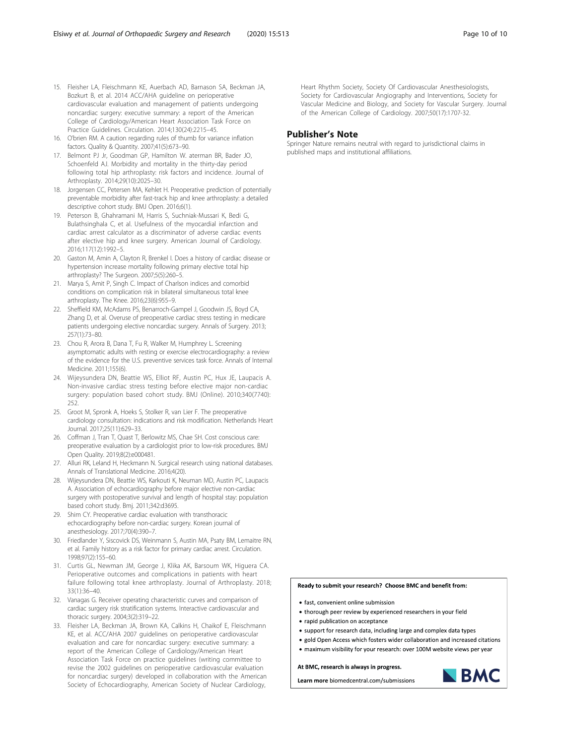15. Fleisher LA, Fleischmann KE, Auerbach AD, Barnason SA, Beckman JA, Bozkurt B, et al. 2014 ACC/AHA guideline on perioperative cardiovascular evaluation and management of patients undergoing noncardiac surgery: executive summary: a report of the American College of Cardiology/American Heart Association Task Force on Practice Guidelines. Circulation. 2014;130(24):2215–45.
16. O'brien RM. A caution regarding rules of thumb for variance inflation factors. Quality & Quantity. 2007;41(5):673–90.
17. Belmont PJ Jr, Goodman GP, Hamilton W. aterman BR, Bader JO, Schoenfeld AJ. Morbidity and mortality in the thirty-day period following total hip arthroplasty: risk factors and incidence. Journal of Arthroplasty. 2014;29(10):2025–30.
18. Jorgensen CC, Petersen MA, Kehlet H. Preoperative prediction of potentially preventable morbidity after fast-track hip and knee arthroplasty: a detailed descriptive cohort study. BMJ Open. 2016;6(1).
19. Peterson B, Ghahramani M, Harris S, Suchniak-Mussari K, Bedi G, Bulathsinghala C, et al. Usefulness of the myocardial infarction and cardiac arrest calculator as a discriminator of adverse cardiac events after elective hip and knee surgery. American Journal of Cardiology. 2016;117(12):1992–5.
20. Gaston M, Amin A, Clayton R, Brenkel I. Does a history of cardiac disease or hypertension increase mortality following primary elective total hip arthroplasty? The Surgeon. 2007;5(5):260–5.
21. Marya S, Amit P, Singh C. Impact of Charlson indices and comorbid conditions on complication risk in bilateral simultaneous total knee arthroplasty. The Knee. 2016;23(6):955–9.
22. Sheffield KM, McAdams PS, Benarroch-Gampel J, Goodwin JS, Boyd CA, Zhang D, et al. Overuse of preoperative cardiac stress testing in medicare patients undergoing elective noncardiac surgery. Annals of Surgery. 2013; 257(1):73–80.
23. Chou R, Arora B, Dana T, Fu R, Walker M, Humphrey L. Screening asymptomatic adults with resting or exercise electrocardiography: a review of the evidence for the U.S. preventive services task force. Annals of Internal Medicine. 2011;155(6).
24. Wijeysundera DN, Beattie WS, Elliot RF, Austin PC, Hux JE, Laupacis A. Non-invasive cardiac stress testing before elective major non-cardiac surgery: population based cohort study. BMJ (Online). 2010;340(7740): 252.
25. Groot M, Spronk A, Hoeks S, Stolker R, van Lier F. The preoperative cardiology consultation: indications and risk modification. Netherlands Heart Journal. 2017;25(11):629–33.
26. Coffman J, Tran T, Quast T, Berlowitz MS, Chae SH. Cost conscious care: preoperative evaluation by a cardiologist prior to low-risk procedures. BMJ Open Quality. 2019;8(2):e000481.
27. Alluri RK, Leland H, Heckmann N. Surgical research using national databases. Annals of Translational Medicine. 2016;4(20).
28. Wijeysundera DN, Beattie WS, Karkouti K, Neuman MD, Austin PC, Laupacis A. Association of echocardiography before major elective non-cardiac surgery with postoperative survival and length of hospital stay: population based cohort study. Bmj. 2011;342:d3695.
29. Shim CY. Preoperative cardiac evaluation with transthoracic echocardiography before non-cardiac surgery. Korean journal of anesthesiology. 2017;70(4):390–7.
30. Friedlander Y, Siscovick DS, Weinmann S, Austin MA, Psaty BM, Lemaitre RN, et al. Family history as a risk factor for primary cardiac arrest. Circulation. 1998;97(2):155–60.
31. Curtis GL, Newman JM, George J, Klika AK, Barsoum WK, Higuera CA. Perioperative outcomes and complications in patients with heart failure following total knee arthroplasty. Journal of Arthroplasty. 2018; 33(1):36–40.
32. Vanagas G. Receiver operating characteristic curves and comparison of cardiac surgery risk stratification systems. Interactive cardiovascular and thoracic surgery. 2004;3(2):319–22.
33. Fleisher LA, Beckman JA, Brown KA, Calkins H, Chaikof E, Fleischmann KE, et al. ACC/AHA 2007 guidelines on perioperative cardiovascular evaluation and care for noncardiac surgery: executive summary: a report of the American College of Cardiology/American Heart Association Task Force on practice guidelines (writing committee to revise the 2002 guidelines on perioperative cardiovascular evaluation for noncardiac surgery) developed in collaboration with the American Society of Echocardiography, American Society of Nuclear Cardiology, Heart Rhythm Society, Society Of Cardiovascular Anesthesiologists, Society for Cardiovascular Angiography and Interventions, Society for Vascular Medicine and Biology, and Society for Vascular Surgery. Journal of the American College of Cardiology. 2007;50(17):1707-32.

## Publisher's Note

Springer Nature remains neutral with regard to jurisdictional claims in published maps and institutional affiliations.

**Ready to submit your research? Choose BMC and benefit from:**

- fast, convenient online submission
- thorough peer review by experienced researchers in your field
- rapid publication on acceptance
- support for research data, including large and complex data types
- gold Open Access which fosters wider collaboration and increased citations
- maximum visibility for your research: over 100M website views per year

**At BMC, research is always in progress.**

**Learn more** biomedcentral.com/submissions

BMC